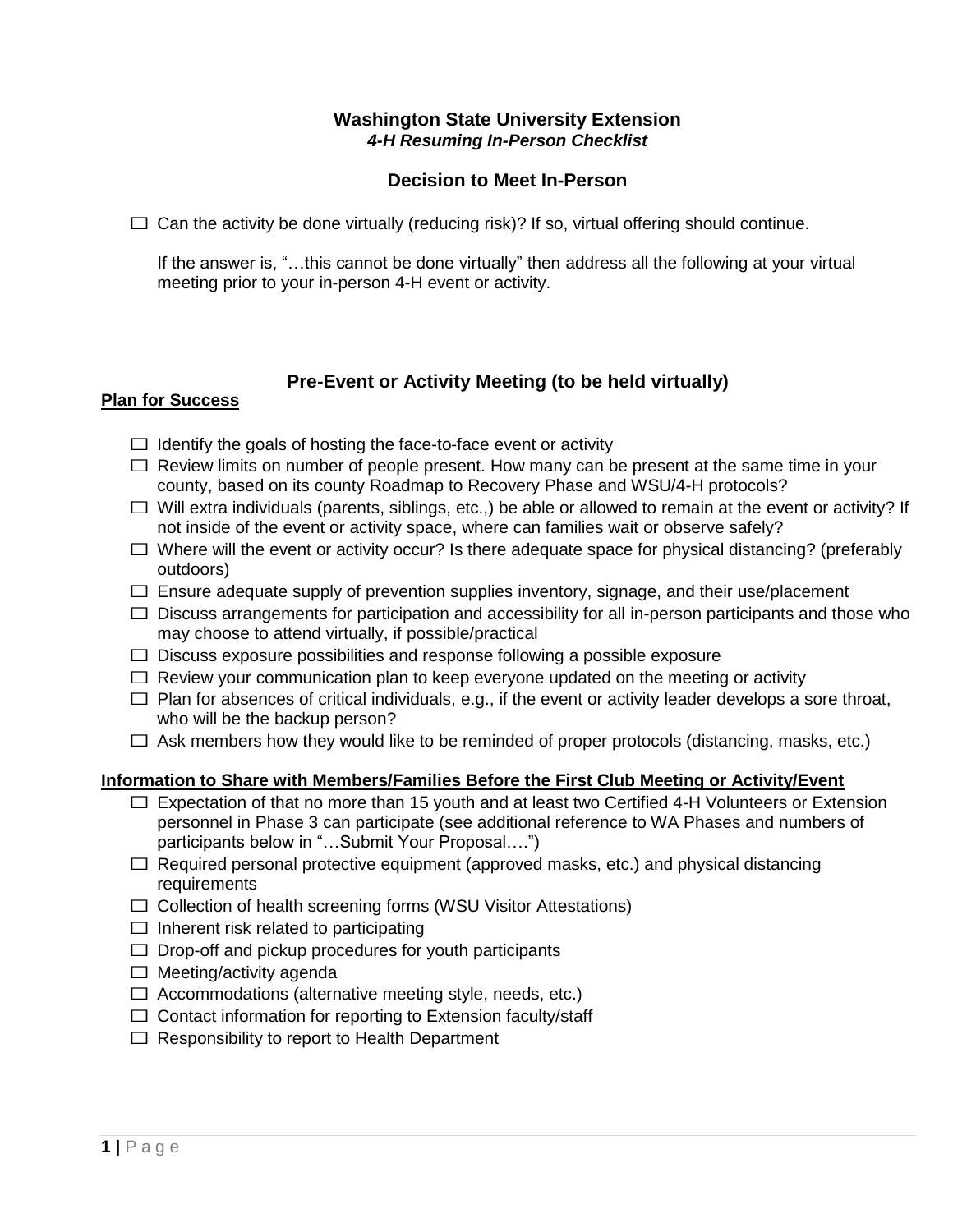# Washington State University Extension

***4-H Resuming In-Person Checklist***

## Decision to Meet In-Person

☐ Can the activity be done virtually (reducing risk)? If so, virtual offering should continue.

If the answer is, "…this cannot be done virtually" then address all the following at your virtual meeting prior to your in-person 4-H event or activity.

## Pre-Event or Activity Meeting (to be held virtually)

**Plan for Success**

- ☐ Identify the goals of hosting the face-to-face event or activity
- ☐ Review limits on number of people present. How many can be present at the same time in your county, based on its county Roadmap to Recovery Phase and WSU/4-H protocols?
- ☐ Will extra individuals (parents, siblings, etc.,) be able or allowed to remain at the event or activity? If not inside of the event or activity space, where can families wait or observe safely?
- ☐ Where will the event or activity occur? Is there adequate space for physical distancing? (preferably outdoors)
- ☐ Ensure adequate supply of prevention supplies inventory, signage, and their use/placement
- ☐ Discuss arrangements for participation and accessibility for all in-person participants and those who may choose to attend virtually, if possible/practical
- ☐ Discuss exposure possibilities and response following a possible exposure
- ☐ Review your communication plan to keep everyone updated on the meeting or activity
- ☐ Plan for absences of critical individuals, e.g., if the event or activity leader develops a sore throat, who will be the backup person?
- ☐ Ask members how they would like to be reminded of proper protocols (distancing, masks, etc.)

**Information to Share with Members/Families Before the First Club Meeting or Activity/Event**

- ☐ Expectation of that no more than 15 youth and at least two Certified 4-H Volunteers or Extension personnel in Phase 3 can participate (see additional reference to WA Phases and numbers of participants below in "…Submit Your Proposal….")
- ☐ Required personal protective equipment (approved masks, etc.) and physical distancing requirements
- ☐ Collection of health screening forms (WSU Visitor Attestations)
- ☐ Inherent risk related to participating
- ☐ Drop-off and pickup procedures for youth participants
- ☐ Meeting/activity agenda
- ☐ Accommodations (alternative meeting style, needs, etc.)
- ☐ Contact information for reporting to Extension faculty/staff
- ☐ Responsibility to report to Health Department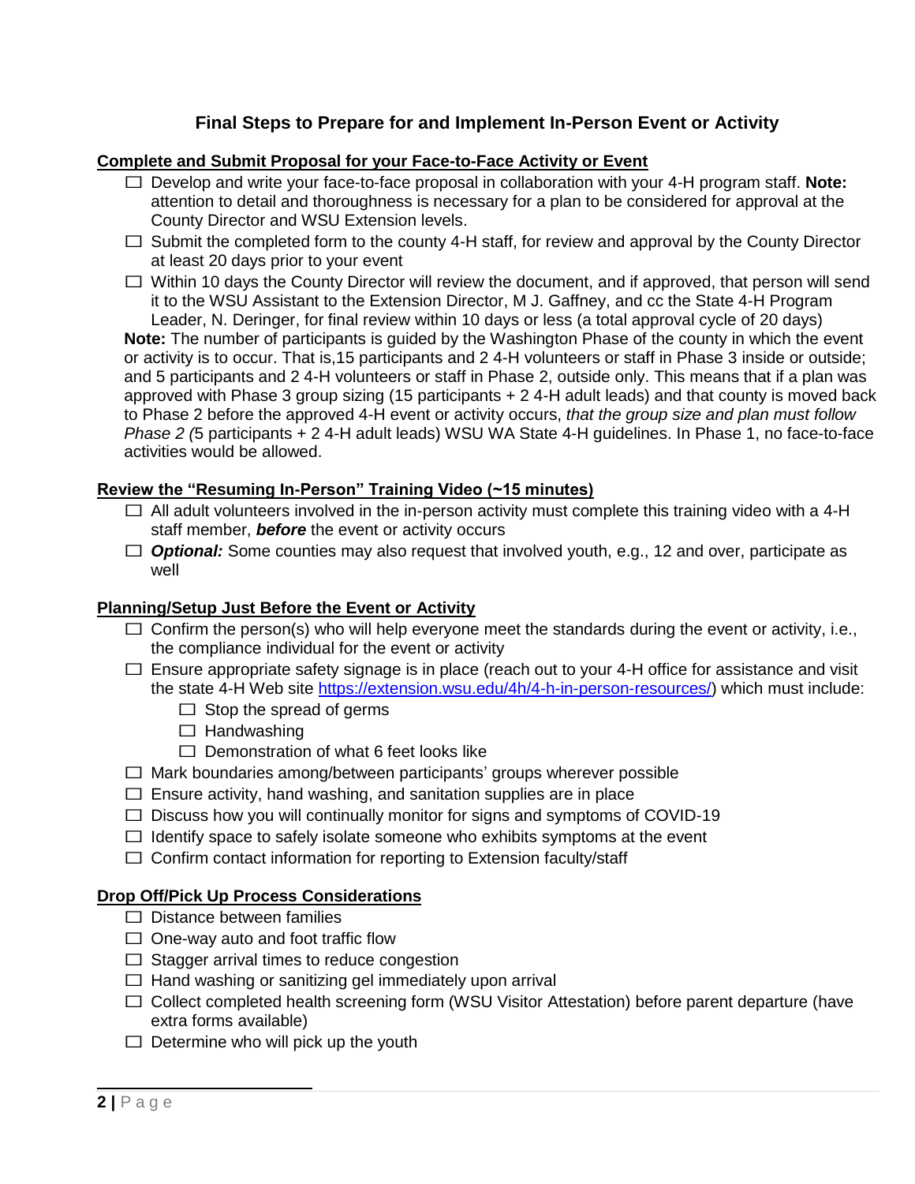# Final Steps to Prepare for and Implement In-Person Event or Activity

## Complete and Submit Proposal for your Face-to-Face Activity or Event

- ☐ Develop and write your face-to-face proposal in collaboration with your 4-H program staff. **Note:** attention to detail and thoroughness is necessary for a plan to be considered for approval at the County Director and WSU Extension levels.
- ☐ Submit the completed form to the county 4-H staff, for review and approval by the County Director at least 20 days prior to your event
- ☐ Within 10 days the County Director will review the document, and if approved, that person will send it to the WSU Assistant to the Extension Director, M J. Gaffney, and cc the State 4-H Program Leader, N. Deringer, for final review within 10 days or less (a total approval cycle of 20 days)

**Note:** The number of participants is guided by the Washington Phase of the county in which the event or activity is to occur. That is,15 participants and 2 4-H volunteers or staff in Phase 3 inside or outside; and 5 participants and 2 4-H volunteers or staff in Phase 2, outside only. This means that if a plan was approved with Phase 3 group sizing (15 participants + 2 4-H adult leads) and that county is moved back to Phase 2 before the approved 4-H event or activity occurs, *that the group size and plan must follow Phase 2 (*5 participants + 2 4-H adult leads) WSU WA State 4-H guidelines. In Phase 1, no face-to-face activities would be allowed.

## Review the "Resuming In-Person" Training Video (~15 minutes)

- ☐ All adult volunteers involved in the in-person activity must complete this training video with a 4-H staff member, ***before*** the event or activity occurs
- ☐ ***Optional:*** Some counties may also request that involved youth, e.g., 12 and over, participate as well

## Planning/Setup Just Before the Event or Activity

- ☐ Confirm the person(s) who will help everyone meet the standards during the event or activity, i.e., the compliance individual for the event or activity
- ☐ Ensure appropriate safety signage is in place (reach out to your 4-H office for assistance and visit the state 4-H Web site https://extension.wsu.edu/4h/4-h-in-person-resources/) which must include:
  - ☐ Stop the spread of germs
  - ☐ Handwashing
  - ☐ Demonstration of what 6 feet looks like
- ☐ Mark boundaries among/between participants' groups wherever possible
- ☐ Ensure activity, hand washing, and sanitation supplies are in place
- ☐ Discuss how you will continually monitor for signs and symptoms of COVID-19
- ☐ Identify space to safely isolate someone who exhibits symptoms at the event
- ☐ Confirm contact information for reporting to Extension faculty/staff

## Drop Off/Pick Up Process Considerations

- ☐ Distance between families
- ☐ One-way auto and foot traffic flow
- ☐ Stagger arrival times to reduce congestion
- ☐ Hand washing or sanitizing gel immediately upon arrival
- ☐ Collect completed health screening form (WSU Visitor Attestation) before parent departure (have extra forms available)
- ☐ Determine who will pick up the youth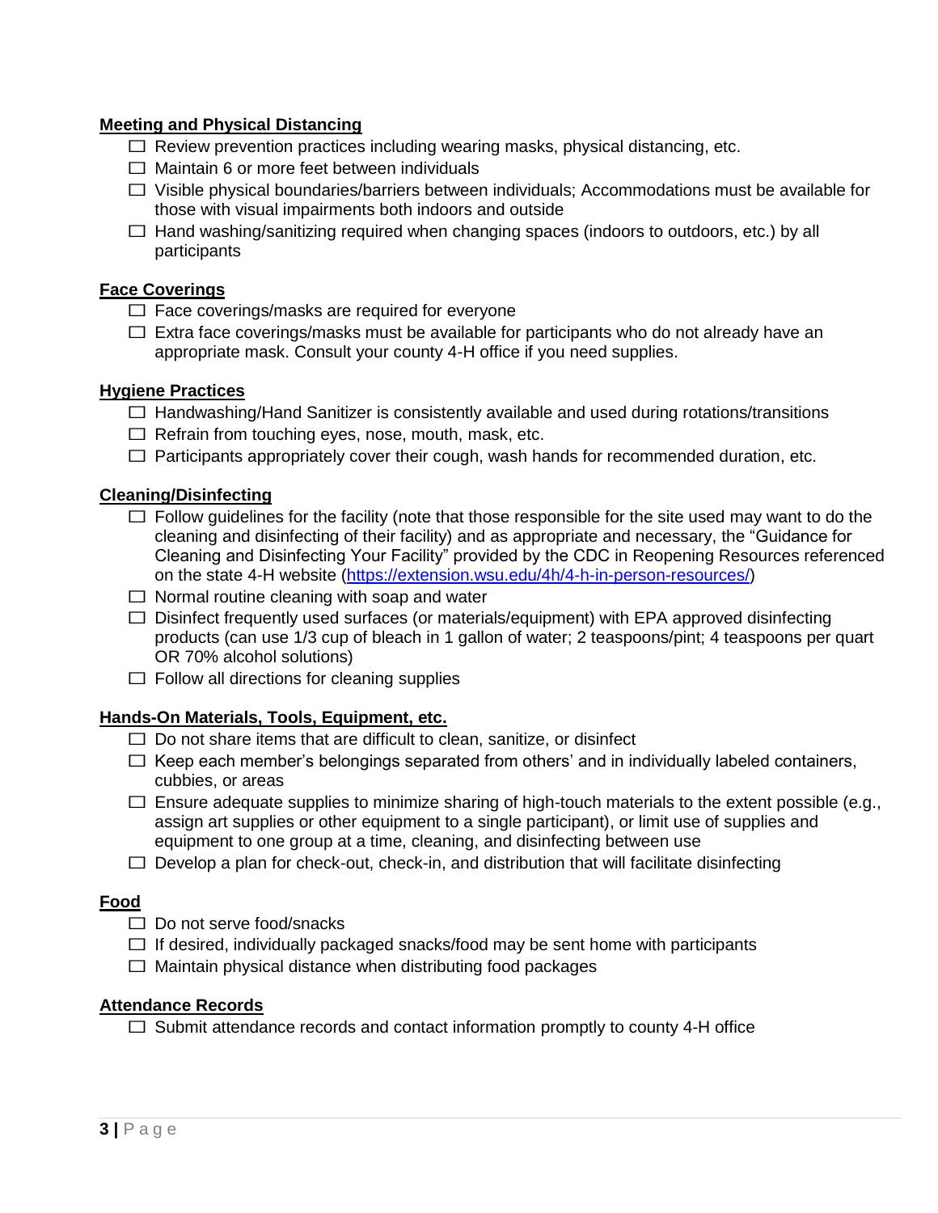**Meeting and Physical Distancing**

- ☐ Review prevention practices including wearing masks, physical distancing, etc.
- ☐ Maintain 6 or more feet between individuals
- ☐ Visible physical boundaries/barriers between individuals; Accommodations must be available for those with visual impairments both indoors and outside
- ☐ Hand washing/sanitizing required when changing spaces (indoors to outdoors, etc.) by all participants

**Face Coverings**

- ☐ Face coverings/masks are required for everyone
- ☐ Extra face coverings/masks must be available for participants who do not already have an appropriate mask. Consult your county 4-H office if you need supplies.

**Hygiene Practices**

- ☐ Handwashing/Hand Sanitizer is consistently available and used during rotations/transitions
- ☐ Refrain from touching eyes, nose, mouth, mask, etc.
- ☐ Participants appropriately cover their cough, wash hands for recommended duration, etc.

**Cleaning/Disinfecting**

- ☐ Follow guidelines for the facility (note that those responsible for the site used may want to do the cleaning and disinfecting of their facility) and as appropriate and necessary, the "Guidance for Cleaning and Disinfecting Your Facility" provided by the CDC in Reopening Resources referenced on the state 4-H website (https://extension.wsu.edu/4h/4-h-in-person-resources/)
- ☐ Normal routine cleaning with soap and water
- ☐ Disinfect frequently used surfaces (or materials/equipment) with EPA approved disinfecting products (can use 1/3 cup of bleach in 1 gallon of water; 2 teaspoons/pint; 4 teaspoons per quart OR 70% alcohol solutions)
- ☐ Follow all directions for cleaning supplies

**Hands-On Materials, Tools, Equipment, etc.**

- ☐ Do not share items that are difficult to clean, sanitize, or disinfect
- ☐ Keep each member's belongings separated from others' and in individually labeled containers, cubbies, or areas
- ☐ Ensure adequate supplies to minimize sharing of high-touch materials to the extent possible (e.g., assign art supplies or other equipment to a single participant), or limit use of supplies and equipment to one group at a time, cleaning, and disinfecting between use
- ☐ Develop a plan for check-out, check-in, and distribution that will facilitate disinfecting

**Food**

- ☐ Do not serve food/snacks
- ☐ If desired, individually packaged snacks/food may be sent home with participants
- ☐ Maintain physical distance when distributing food packages

**Attendance Records**

- ☐ Submit attendance records and contact information promptly to county 4-H office